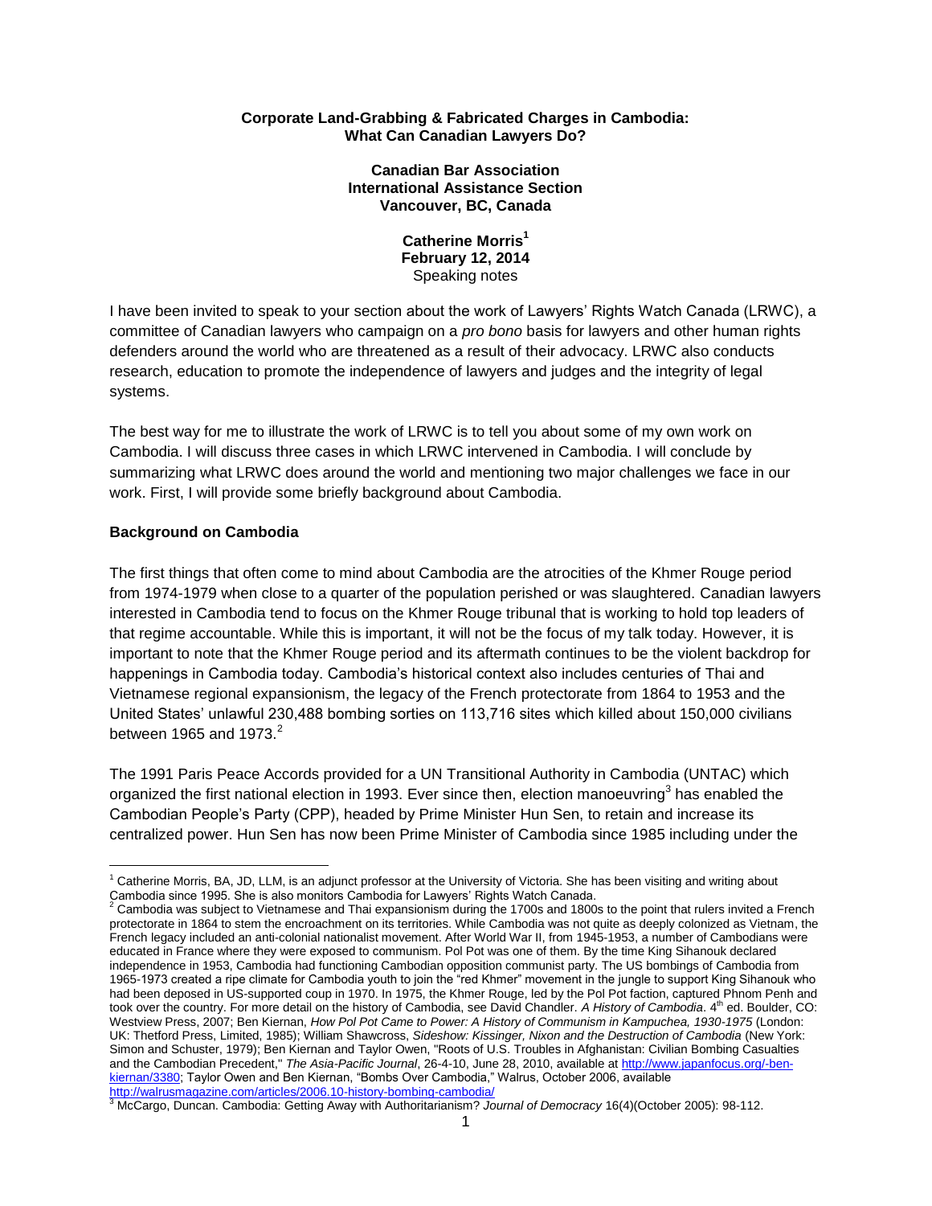**Corporate Land-Grabbing & Fabricated Charges in Cambodia: What Can Canadian Lawyers Do?**

**Canadian Bar Association**
**International Assistance Section**
**Vancouver, BC, Canada**

**Catherine Morris[1]**
**February 12, 2014**
Speaking notes

I have been invited to speak to your section about the work of Lawyers' Rights Watch Canada (LRWC), a committee of Canadian lawyers who campaign on a *pro bono* basis for lawyers and other human rights defenders around the world who are threatened as a result of their advocacy. LRWC also conducts research, education to promote the independence of lawyers and judges and the integrity of legal systems.

The best way for me to illustrate the work of LRWC is to tell you about some of my own work on Cambodia. I will discuss three cases in which LRWC intervened in Cambodia. I will conclude by summarizing what LRWC does around the world and mentioning two major challenges we face in our work. First, I will provide some briefly background about Cambodia.

**Background on Cambodia**

The first things that often come to mind about Cambodia are the atrocities of the Khmer Rouge period from 1974-1979 when close to a quarter of the population perished or was slaughtered. Canadian lawyers interested in Cambodia tend to focus on the Khmer Rouge tribunal that is working to hold top leaders of that regime accountable. While this is important, it will not be the focus of my talk today. However, it is important to note that the Khmer Rouge period and its aftermath continues to be the violent backdrop for happenings in Cambodia today. Cambodia's historical context also includes centuries of Thai and Vietnamese regional expansionism, the legacy of the French protectorate from 1864 to 1953 and the United States' unlawful 230,488 bombing sorties on 113,716 sites which killed about 150,000 civilians between 1965 and 1973.[2]

The 1991 Paris Peace Accords provided for a UN Transitional Authority in Cambodia (UNTAC) which organized the first national election in 1993. Ever since then, election manoeuvring[3] has enabled the Cambodian People's Party (CPP), headed by Prime Minister Hun Sen, to retain and increase its centralized power. Hun Sen has now been Prime Minister of Cambodia since 1985 including under the

---

[1] Catherine Morris, BA, JD, LLM, is an adjunct professor at the University of Victoria. She has been visiting and writing about Cambodia since 1995. She is also monitors Cambodia for Lawyers' Rights Watch Canada.

[2] Cambodia was subject to Vietnamese and Thai expansionism during the 1700s and 1800s to the point that rulers invited a French protectorate in 1864 to stem the encroachment on its territories. While Cambodia was not quite as deeply colonized as Vietnam, the French legacy included an anti-colonial nationalist movement. After World War II, from 1945-1953, a number of Cambodians were educated in France where they were exposed to communism. Pol Pot was one of them. By the time King Sihanouk declared independence in 1953, Cambodia had functioning Cambodian opposition communist party. The US bombings of Cambodia from 1965-1973 created a ripe climate for Cambodia youth to join the "red Khmer" movement in the jungle to support King Sihanouk who had been deposed in US-supported coup in 1970. In 1975, the Khmer Rouge, led by the Pol Pot faction, captured Phnom Penh and took over the country. For more detail on the history of Cambodia, see David Chandler. *A History of Cambodia*. 4th ed. Boulder, CO: Westview Press, 2007; Ben Kiernan, *How Pol Pot Came to Power: A History of Communism in Kampuchea, 1930-1975* (London: UK: Thetford Press, Limited, 1985); William Shawcross, *Sideshow: Kissinger, Nixon and the Destruction of Cambodia* (New York: Simon and Schuster, 1979); Ben Kiernan and Taylor Owen, "Roots of U.S. Troubles in Afghanistan: Civilian Bombing Casualties and the Cambodian Precedent," *The Asia-Pacific Journal*, 26-4-10, June 28, 2010, available at http://www.japanfocus.org/-ben-kiernan/3380; Taylor Owen and Ben Kiernan, "Bombs Over Cambodia," Walrus, October 2006, available http://walrusmagazine.com/articles/2006.10-history-bombing-cambodia/

[3] McCargo, Duncan. Cambodia: Getting Away with Authoritarianism? *Journal of Democracy* 16(4)(October 2005): 98-112.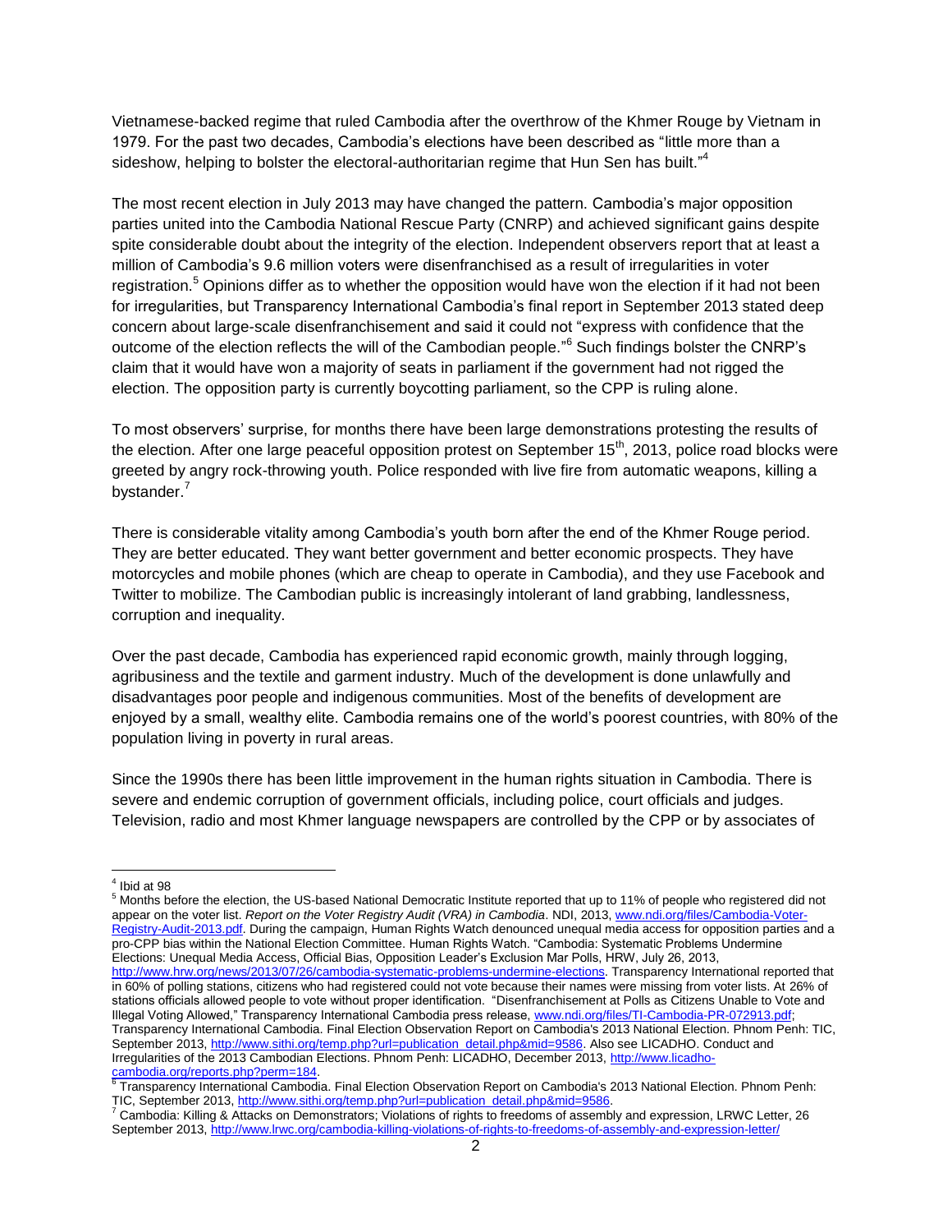Vietnamese-backed regime that ruled Cambodia after the overthrow of the Khmer Rouge by Vietnam in 1979. For the past two decades, Cambodia's elections have been described as "little more than a sideshow, helping to bolster the electoral-authoritarian regime that Hun Sen has built."[4]

The most recent election in July 2013 may have changed the pattern. Cambodia's major opposition parties united into the Cambodia National Rescue Party (CNRP) and achieved significant gains despite spite considerable doubt about the integrity of the election. Independent observers report that at least a million of Cambodia's 9.6 million voters were disenfranchised as a result of irregularities in voter registration.[5] Opinions differ as to whether the opposition would have won the election if it had not been for irregularities, but Transparency International Cambodia's final report in September 2013 stated deep concern about large-scale disenfranchisement and said it could not "express with confidence that the outcome of the election reflects the will of the Cambodian people."[6] Such findings bolster the CNRP's claim that it would have won a majority of seats in parliament if the government had not rigged the election. The opposition party is currently boycotting parliament, so the CPP is ruling alone.

To most observers' surprise, for months there have been large demonstrations protesting the results of the election. After one large peaceful opposition protest on September 15th, 2013, police road blocks were greeted by angry rock-throwing youth. Police responded with live fire from automatic weapons, killing a bystander.[7]

There is considerable vitality among Cambodia's youth born after the end of the Khmer Rouge period. They are better educated. They want better government and better economic prospects. They have motorcycles and mobile phones (which are cheap to operate in Cambodia), and they use Facebook and Twitter to mobilize. The Cambodian public is increasingly intolerant of land grabbing, landlessness, corruption and inequality.

Over the past decade, Cambodia has experienced rapid economic growth, mainly through logging, agribusiness and the textile and garment industry. Much of the development is done unlawfully and disadvantages poor people and indigenous communities. Most of the benefits of development are enjoyed by a small, wealthy elite. Cambodia remains one of the world's poorest countries, with 80% of the population living in poverty in rural areas.

Since the 1990s there has been little improvement in the human rights situation in Cambodia. There is severe and endemic corruption of government officials, including police, court officials and judges. Television, radio and most Khmer language newspapers are controlled by the CPP or by associates of

---

[4] Ibid at 98

[5] Months before the election, the US-based National Democratic Institute reported that up to 11% of people who registered did not appear on the voter list. *Report on the Voter Registry Audit (VRA) in Cambodia*. NDI, 2013, www.ndi.org/files/Cambodia-Voter-Registry-Audit-2013.pdf. During the campaign, Human Rights Watch denounced unequal media access for opposition parties and a pro-CPP bias within the National Election Committee. Human Rights Watch. "Cambodia: Systematic Problems Undermine Elections: Unequal Media Access, Official Bias, Opposition Leader's Exclusion Mar Polls, HRW, July 26, 2013, http://www.hrw.org/news/2013/07/26/cambodia-systematic-problems-undermine-elections. Transparency International reported that in 60% of polling stations, citizens who had registered could not vote because their names were missing from voter lists. At 26% of stations officials allowed people to vote without proper identification. "Disenfranchisement at Polls as Citizens Unable to Vote and Illegal Voting Allowed," Transparency International Cambodia press release, www.ndi.org/files/TI-Cambodia-PR-072913.pdf; Transparency International Cambodia. Final Election Observation Report on Cambodia's 2013 National Election. Phnom Penh: TIC, September 2013, http://www.sithi.org/temp.php?url=publication_detail.php&mid=9586. Also see LICADHO. Conduct and Irregularities of the 2013 Cambodian Elections. Phnom Penh: LICADHO, December 2013, http://www.licadho-cambodia.org/reports.php?perm=184.

[6] Transparency International Cambodia. Final Election Observation Report on Cambodia's 2013 National Election. Phnom Penh: TIC, September 2013, http://www.sithi.org/temp.php?url=publication_detail.php&mid=9586.

[7] Cambodia: Killing & Attacks on Demonstrators; Violations of rights to freedoms of assembly and expression, LRWC Letter, 26 September 2013, http://www.lrwc.org/cambodia-killing-violations-of-rights-to-freedoms-of-assembly-and-expression-letter/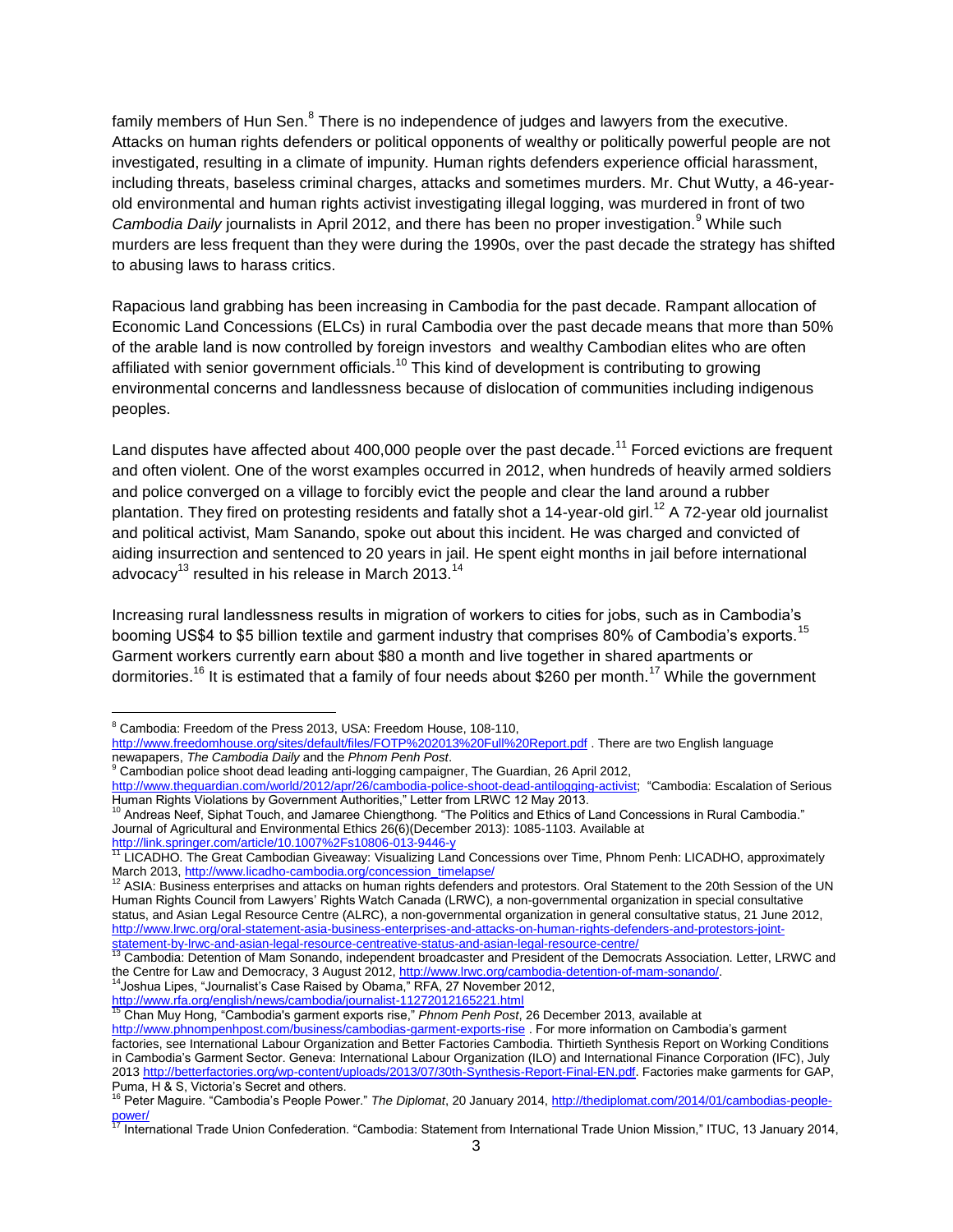family members of Hun Sen.[8] There is no independence of judges and lawyers from the executive. Attacks on human rights defenders or political opponents of wealthy or politically powerful people are not investigated, resulting in a climate of impunity. Human rights defenders experience official harassment, including threats, baseless criminal charges, attacks and sometimes murders. Mr. Chut Wutty, a 46-year-old environmental and human rights activist investigating illegal logging, was murdered in front of two *Cambodia Daily* journalists in April 2012, and there has been no proper investigation.[9] While such murders are less frequent than they were during the 1990s, over the past decade the strategy has shifted to abusing laws to harass critics.

Rapacious land grabbing has been increasing in Cambodia for the past decade. Rampant allocation of Economic Land Concessions (ELCs) in rural Cambodia over the past decade means that more than 50% of the arable land is now controlled by foreign investors and wealthy Cambodian elites who are often affiliated with senior government officials.[10] This kind of development is contributing to growing environmental concerns and landlessness because of dislocation of communities including indigenous peoples.

Land disputes have affected about 400,000 people over the past decade.[11] Forced evictions are frequent and often violent. One of the worst examples occurred in 2012, when hundreds of heavily armed soldiers and police converged on a village to forcibly evict the people and clear the land around a rubber plantation. They fired on protesting residents and fatally shot a 14-year-old girl.[12] A 72-year old journalist and political activist, Mam Sanando, spoke out about this incident. He was charged and convicted of aiding insurrection and sentenced to 20 years in jail. He spent eight months in jail before international advocacy[13] resulted in his release in March 2013.[14]

Increasing rural landlessness results in migration of workers to cities for jobs, such as in Cambodia's booming US$4 to $5 billion textile and garment industry that comprises 80% of Cambodia's exports.[15] Garment workers currently earn about $80 a month and live together in shared apartments or dormitories.[16] It is estimated that a family of four needs about $260 per month.[17] While the government

---

[8] Cambodia: Freedom of the Press 2013, USA: Freedom House, 108-110, http://www.freedomhouse.org/sites/default/files/FOTP%202013%20Full%20Report.pdf . There are two English language newapapers, *The Cambodia Daily* and the *Phnom Penh Post*.

[9] Cambodian police shoot dead leading anti-logging campaigner, The Guardian, 26 April 2012, http://www.theguardian.com/world/2012/apr/26/cambodia-police-shoot-dead-antilogging-activist; "Cambodia: Escalation of Serious Human Rights Violations by Government Authorities," Letter from LRWC 12 May 2013.

[10] Andreas Neef, Siphat Touch, and Jamaree Chiengthong. "The Politics and Ethics of Land Concessions in Rural Cambodia." Journal of Agricultural and Environmental Ethics 26(6)(December 2013): 1085-1103. Available at http://link.springer.com/article/10.1007%2Fs10806-013-9446-y

[11] LICADHO. The Great Cambodian Giveaway: Visualizing Land Concessions over Time, Phnom Penh: LICADHO, approximately March 2013, http://www.licadho-cambodia.org/concession_timelapse/

[12] ASIA: Business enterprises and attacks on human rights defenders and protestors. Oral Statement to the 20th Session of the UN Human Rights Council from Lawyers' Rights Watch Canada (LRWC), a non-governmental organization in special consultative status, and Asian Legal Resource Centre (ALRC), a non-governmental organization in general consultative status, 21 June 2012, http://www.lrwc.org/oral-statement-asia-business-enterprises-and-attacks-on-human-rights-defenders-and-protestors-joint-statement-by-lrwc-and-asian-legal-resource-centreative-status-and-asian-legal-resource-centre/

[13] Cambodia: Detention of Mam Sonando, independent broadcaster and President of the Democrats Association. Letter, LRWC and the Centre for Law and Democracy, 3 August 2012, http://www.lrwc.org/cambodia-detention-of-mam-sonando/.

[14] Joshua Lipes, "Journalist's Case Raised by Obama," RFA, 27 November 2012, http://www.rfa.org/english/news/cambodia/journalist-11272012165221.html

[15] Chan Muy Hong, "Cambodia's garment exports rise," *Phnom Penh Post*, 26 December 2013, available at http://www.phnompenhpost.com/business/cambodias-garment-exports-rise . For more information on Cambodia's garment factories, see International Labour Organization and Better Factories Cambodia. Thirtieth Synthesis Report on Working Conditions in Cambodia's Garment Sector. Geneva: International Labour Organization (ILO) and International Finance Corporation (IFC), July 2013 http://betterfactories.org/wp-content/uploads/2013/07/30th-Synthesis-Report-Final-EN.pdf. Factories make garments for GAP, Puma, H & S, Victoria's Secret and others.

[16] Peter Maguire. "Cambodia's People Power." *The Diplomat*, 20 January 2014, http://thediplomat.com/2014/01/cambodias-people-power/

[17] International Trade Union Confederation. "Cambodia: Statement from International Trade Union Mission," ITUC, 13 January 2014,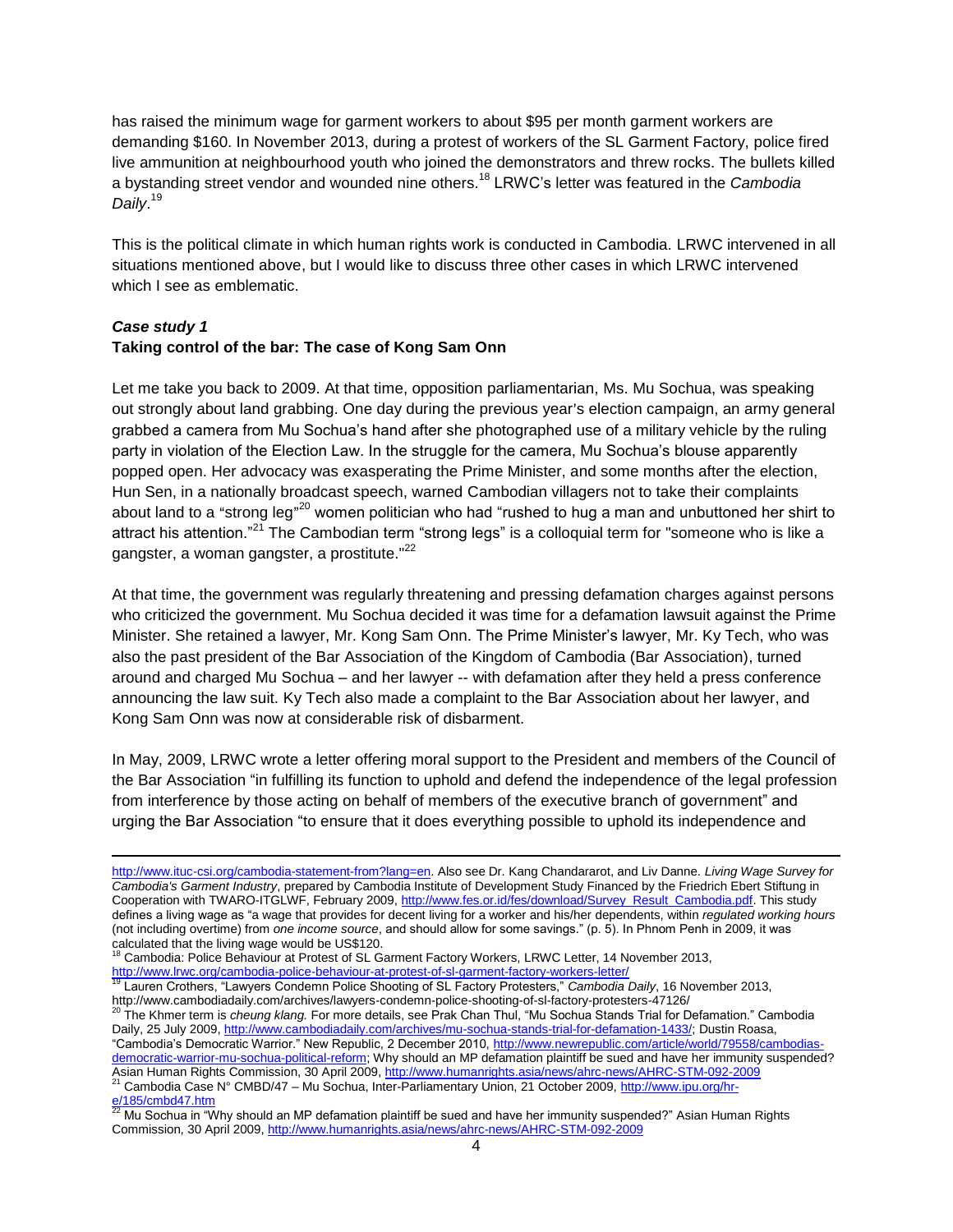has raised the minimum wage for garment workers to about $95 per month garment workers are demanding $160. In November 2013, during a protest of workers of the SL Garment Factory, police fired live ammunition at neighbourhood youth who joined the demonstrators and threw rocks. The bullets killed a bystanding street vendor and wounded nine others.[18] LRWC's letter was featured in the *Cambodia Daily*.[19]

This is the political climate in which human rights work is conducted in Cambodia. LRWC intervened in all situations mentioned above, but I would like to discuss three other cases in which LRWC intervened which I see as emblematic.

### *Case study 1*
### Taking control of the bar: The case of Kong Sam Onn

Let me take you back to 2009. At that time, opposition parliamentarian, Ms. Mu Sochua, was speaking out strongly about land grabbing. One day during the previous year's election campaign, an army general grabbed a camera from Mu Sochua's hand after she photographed use of a military vehicle by the ruling party in violation of the Election Law. In the struggle for the camera, Mu Sochua's blouse apparently popped open. Her advocacy was exasperating the Prime Minister, and some months after the election, Hun Sen, in a nationally broadcast speech, warned Cambodian villagers not to take their complaints about land to a "strong leg"[20] women politician who had "rushed to hug a man and unbuttoned her shirt to attract his attention."[21] The Cambodian term "strong legs" is a colloquial term for "someone who is like a gangster, a woman gangster, a prostitute."[22]

At that time, the government was regularly threatening and pressing defamation charges against persons who criticized the government. Mu Sochua decided it was time for a defamation lawsuit against the Prime Minister. She retained a lawyer, Mr. Kong Sam Onn. The Prime Minister's lawyer, Mr. Ky Tech, who was also the past president of the Bar Association of the Kingdom of Cambodia (Bar Association), turned around and charged Mu Sochua – and her lawyer -- with defamation after they held a press conference announcing the law suit. Ky Tech also made a complaint to the Bar Association about her lawyer, and Kong Sam Onn was now at considerable risk of disbarment.

In May, 2009, LRWC wrote a letter offering moral support to the President and members of the Council of the Bar Association "in fulfilling its function to uphold and defend the independence of the legal profession from interference by those acting on behalf of members of the executive branch of government" and urging the Bar Association "to ensure that it does everything possible to uphold its independence and

---

http://www.ituc-csi.org/cambodia-statement-from?lang=en. Also see Dr. Kang Chandararot, and Liv Danne. *Living Wage Survey for Cambodia's Garment Industry*, prepared by Cambodia Institute of Development Study Financed by the Friedrich Ebert Stiftung in Cooperation with TWARO-ITGLWF, February 2009, http://www.fes.or.id/fes/download/Survey_Result_Cambodia.pdf. This study defines a living wage as "a wage that provides for decent living for a worker and his/her dependents, within *regulated working hours* (not including overtime) from *one income source*, and should allow for some savings." (p. 5). In Phnom Penh in 2009, it was calculated that the living wage would be US$120.

[18] Cambodia: Police Behaviour at Protest of SL Garment Factory Workers, LRWC Letter, 14 November 2013, http://www.lrwc.org/cambodia-police-behaviour-at-protest-of-sl-garment-factory-workers-letter/

[19] Lauren Crothers, "Lawyers Condemn Police Shooting of SL Factory Protesters," *Cambodia Daily*, 16 November 2013, http://www.cambodiadaily.com/archives/lawyers-condemn-police-shooting-of-sl-factory-protesters-47126/

[20] The Khmer term is *cheung klang.* For more details, see Prak Chan Thul, "Mu Sochua Stands Trial for Defamation." Cambodia Daily, 25 July 2009, http://www.cambodiadaily.com/archives/mu-sochua-stands-trial-for-defamation-1433/; Dustin Roasa, "Cambodia's Democratic Warrior." New Republic, 2 December 2010, http://www.newrepublic.com/article/world/79558/cambodias-democratic-warrior-mu-sochua-political-reform; Why should an MP defamation plaintiff be sued and have her immunity suspended? Asian Human Rights Commission, 30 April 2009, http://www.humanrights.asia/news/ahrc-news/AHRC-STM-092-2009

[21] Cambodia Case N° CMBD/47 – Mu Sochua, Inter-Parliamentary Union, 21 October 2009, http://www.ipu.org/hr-e/185/cmbd47.htm

[22] Mu Sochua in "Why should an MP defamation plaintiff be sued and have her immunity suspended?" Asian Human Rights Commission, 30 April 2009, http://www.humanrights.asia/news/ahrc-news/AHRC-STM-092-2009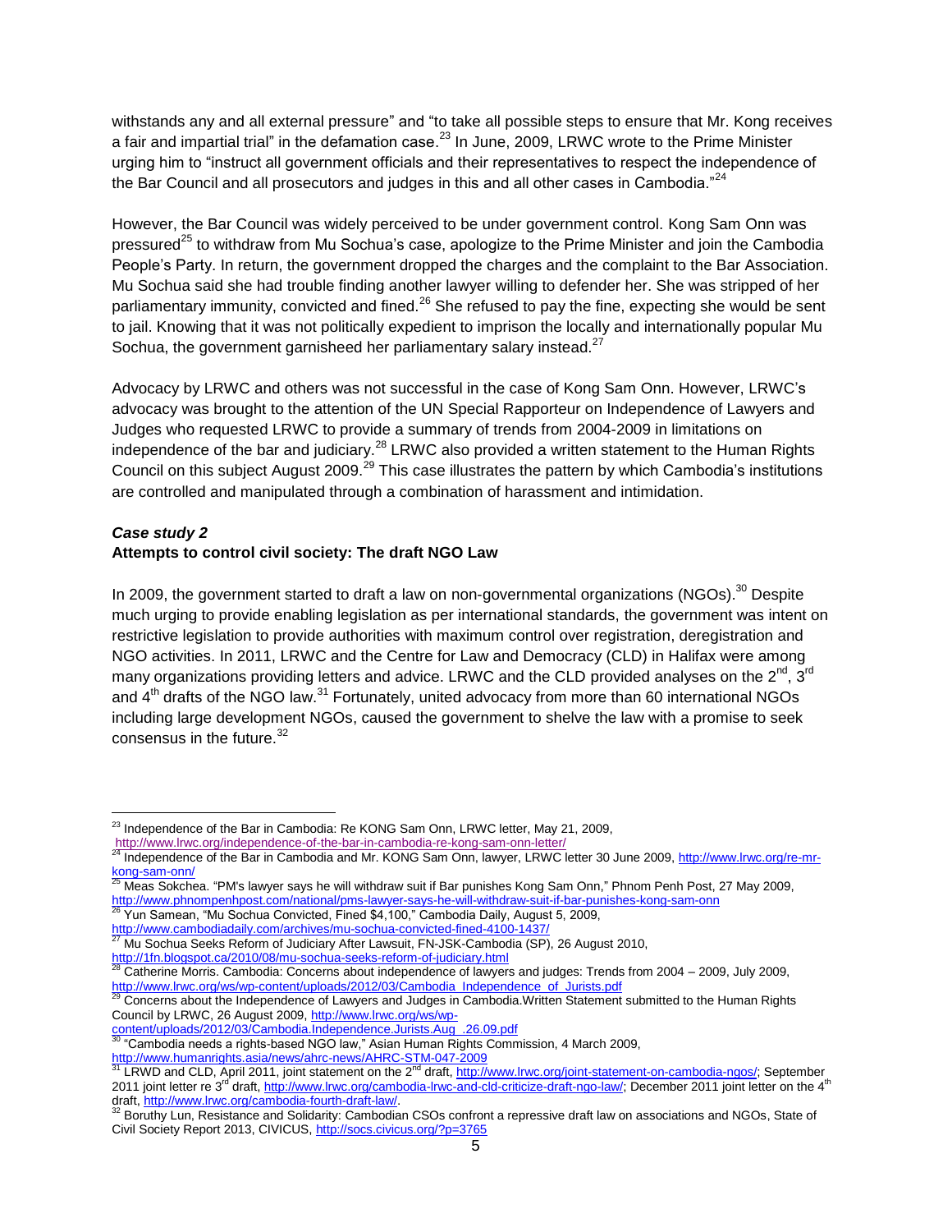withstands any and all external pressure" and "to take all possible steps to ensure that Mr. Kong receives a fair and impartial trial" in the defamation case.[23] In June, 2009, LRWC wrote to the Prime Minister urging him to "instruct all government officials and their representatives to respect the independence of the Bar Council and all prosecutors and judges in this and all other cases in Cambodia."[24]

However, the Bar Council was widely perceived to be under government control. Kong Sam Onn was pressured[25] to withdraw from Mu Sochua's case, apologize to the Prime Minister and join the Cambodia People's Party. In return, the government dropped the charges and the complaint to the Bar Association. Mu Sochua said she had trouble finding another lawyer willing to defender her. She was stripped of her parliamentary immunity, convicted and fined.[26] She refused to pay the fine, expecting she would be sent to jail. Knowing that it was not politically expedient to imprison the locally and internationally popular Mu Sochua, the government garnisheed her parliamentary salary instead.[27]

Advocacy by LRWC and others was not successful in the case of Kong Sam Onn. However, LRWC's advocacy was brought to the attention of the UN Special Rapporteur on Independence of Lawyers and Judges who requested LRWC to provide a summary of trends from 2004-2009 in limitations on independence of the bar and judiciary.[28] LRWC also provided a written statement to the Human Rights Council on this subject August 2009.[29] This case illustrates the pattern by which Cambodia's institutions are controlled and manipulated through a combination of harassment and intimidation.

***Case study 2***

**Attempts to control civil society: The draft NGO Law**

In 2009, the government started to draft a law on non-governmental organizations (NGOs).[30] Despite much urging to provide enabling legislation as per international standards, the government was intent on restrictive legislation to provide authorities with maximum control over registration, deregistration and NGO activities. In 2011, LRWC and the Centre for Law and Democracy (CLD) in Halifax were among many organizations providing letters and advice. LRWC and the CLD provided analyses on the 2nd, 3rd and 4th drafts of the NGO law.[31] Fortunately, united advocacy from more than 60 international NGOs including large development NGOs, caused the government to shelve the law with a promise to seek consensus in the future.[32]

---

[23] Independence of the Bar in Cambodia: Re KONG Sam Onn, LRWC letter, May 21, 2009, http://www.lrwc.org/independence-of-the-bar-in-cambodia-re-kong-sam-onn-letter/

[24] Independence of the Bar in Cambodia and Mr. KONG Sam Onn, lawyer, LRWC letter 30 June 2009, http://www.lrwc.org/re-mr-kong-sam-onn/

[25] Meas Sokchea. "PM's lawyer says he will withdraw suit if Bar punishes Kong Sam Onn," Phnom Penh Post, 27 May 2009, http://www.phnompenhpost.com/national/pms-lawyer-says-he-will-withdraw-suit-if-bar-punishes-kong-sam-onn

[26] Yun Samean, "Mu Sochua Convicted, Fined $4,100," Cambodia Daily, August 5, 2009, http://www.cambodiadaily.com/archives/mu-sochua-convicted-fined-4100-1437/

[27] Mu Sochua Seeks Reform of Judiciary After Lawsuit, FN-JSK-Cambodia (SP), 26 August 2010, http://1fn.blogspot.ca/2010/08/mu-sochua-seeks-reform-of-judiciary.html

[28] Catherine Morris. Cambodia: Concerns about independence of lawyers and judges: Trends from 2004 – 2009, July 2009, http://www.lrwc.org/ws/wp-content/uploads/2012/03/Cambodia_Independence_of_Jurists.pdf

[29] Concerns about the Independence of Lawyers and Judges in Cambodia.Written Statement submitted to the Human Rights Council by LRWC, 26 August 2009, http://www.lrwc.org/ws/wp-content/uploads/2012/03/Cambodia.Independence.Jurists.Aug_.26.09.pdf

[30] "Cambodia needs a rights-based NGO law," Asian Human Rights Commission, 4 March 2009, http://www.humanrights.asia/news/ahrc-news/AHRC-STM-047-2009

[31] LRWD and CLD, April 2011, joint statement on the 2nd draft, http://www.lrwc.org/joint-statement-on-cambodia-ngos/; September 2011 joint letter re 3rd draft, http://www.lrwc.org/cambodia-lrwc-and-cld-criticize-draft-ngo-law/; December 2011 joint letter on the 4th draft, http://www.lrwc.org/cambodia-fourth-draft-law/.

[32] Boruthy Lun, Resistance and Solidarity: Cambodian CSOs confront a repressive draft law on associations and NGOs, State of Civil Society Report 2013, CIVICUS, http://socs.civicus.org/?p=3765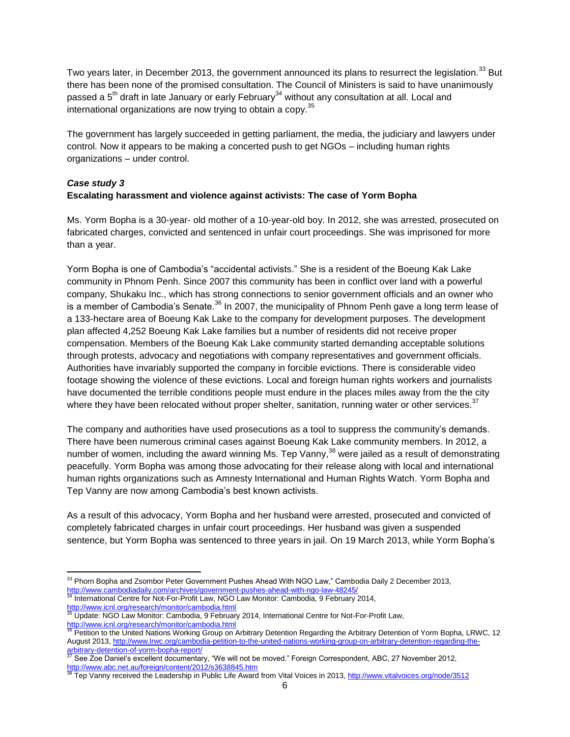Two years later, in December 2013, the government announced its plans to resurrect the legislation.[33] But there has been none of the promised consultation. The Council of Ministers is said to have unanimously passed a 5th draft in late January or early February[34] without any consultation at all. Local and international organizations are now trying to obtain a copy.[35]

The government has largely succeeded in getting parliament, the media, the judiciary and lawyers under control. Now it appears to be making a concerted push to get NGOs – including human rights organizations – under control.

***Case study 3***

**Escalating harassment and violence against activists: The case of Yorm Bopha**

Ms. Yorm Bopha is a 30-year- old mother of a 10-year-old boy. In 2012, she was arrested, prosecuted on fabricated charges, convicted and sentenced in unfair court proceedings. She was imprisoned for more than a year.

Yorm Bopha is one of Cambodia's "accidental activists." She is a resident of the Boeung Kak Lake community in Phnom Penh. Since 2007 this community has been in conflict over land with a powerful company, Shukaku Inc., which has strong connections to senior government officials and an owner who is a member of Cambodia's Senate.[36] In 2007, the municipality of Phnom Penh gave a long term lease of a 133-hectare area of Boeung Kak Lake to the company for development purposes. The development plan affected 4,252 Boeung Kak Lake families but a number of residents did not receive proper compensation. Members of the Boeung Kak Lake community started demanding acceptable solutions through protests, advocacy and negotiations with company representatives and government officials. Authorities have invariably supported the company in forcible evictions. There is considerable video footage showing the violence of these evictions. Local and foreign human rights workers and journalists have documented the terrible conditions people must endure in the places miles away from the the city where they have been relocated without proper shelter, sanitation, running water or other services.[37]

The company and authorities have used prosecutions as a tool to suppress the community's demands. There have been numerous criminal cases against Boeung Kak Lake community members. In 2012, a number of women, including the award winning Ms. Tep Vanny,[38] were jailed as a result of demonstrating peacefully. Yorm Bopha was among those advocating for their release along with local and international human rights organizations such as Amnesty International and Human Rights Watch. Yorm Bopha and Tep Vanny are now among Cambodia's best known activists.

As a result of this advocacy, Yorm Bopha and her husband were arrested, prosecuted and convicted of completely fabricated charges in unfair court proceedings. Her husband was given a suspended sentence, but Yorm Bopha was sentenced to three years in jail. On 19 March 2013, while Yorm Bopha's

---

[33] Phorn Bopha and Zsombor Peter Government Pushes Ahead With NGO Law," Cambodia Daily 2 December 2013, http://www.cambodiadaily.com/archives/government-pushes-ahead-with-ngo-law-48245/

[34] International Centre for Not-For-Profit Law, NGO Law Monitor: Cambodia, 9 February 2014, http://www.icnl.org/research/monitor/cambodia.html

[35] Update: NGO Law Monitor: Cambodia, 9 February 2014, International Centre for Not-For-Profit Law, http://www.icnl.org/research/monitor/cambodia.html

[36] Petition to the United Nations Working Group on Arbitrary Detention Regarding the Arbitrary Detention of Yorm Bopha, LRWC, 12 August 2013, http://www.lrwc.org/cambodia-petition-to-the-united-nations-working-group-on-arbitrary-detention-regarding-the-arbitrary-detention-of-yorm-bopha-report/

[37] See Zoe Daniel's excellent documentary, "We will not be moved." Foreign Correspondent, ABC, 27 November 2012, http://www.abc.net.au/foreign/content/2012/s3638845.htm

[38] Tep Vanny received the Leadership in Public Life Award from Vital Voices in 2013, http://www.vitalvoices.org/node/3512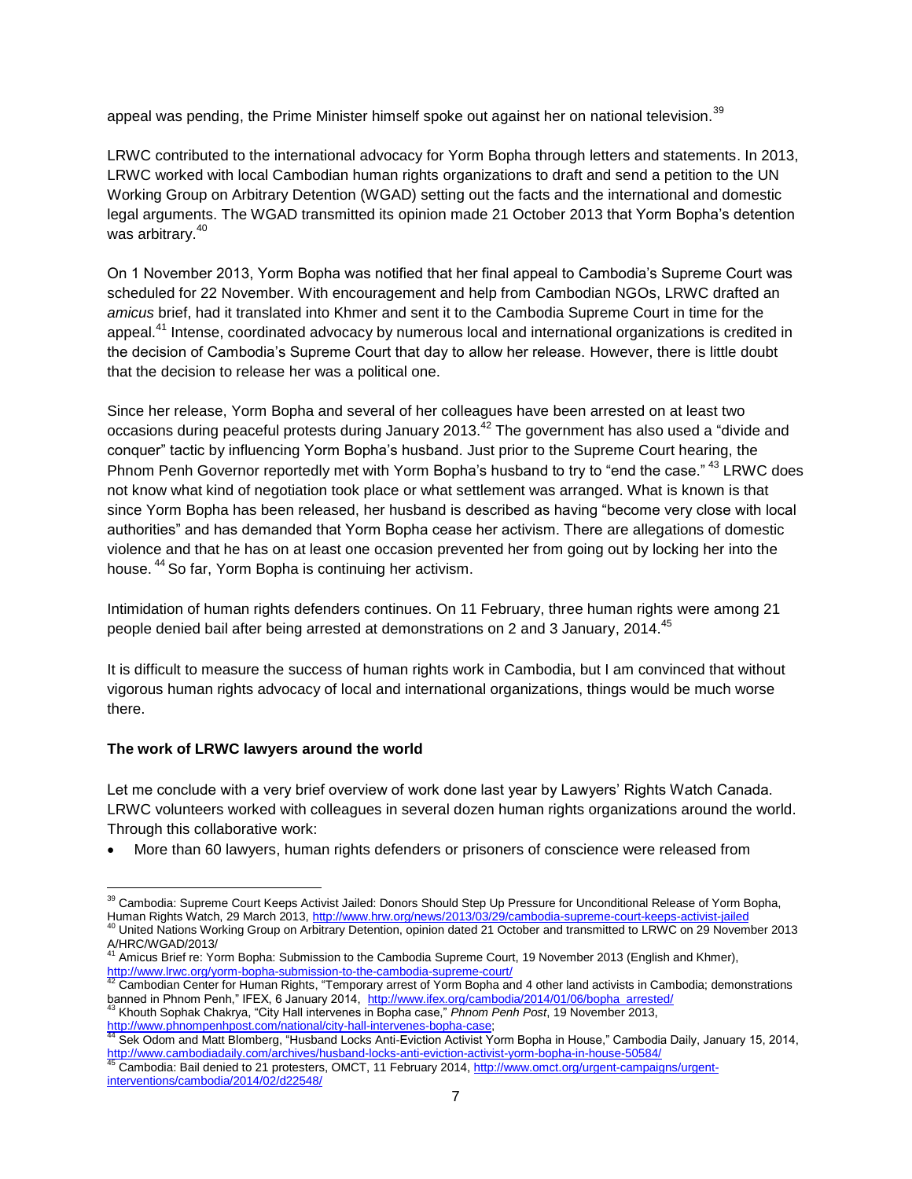appeal was pending, the Prime Minister himself spoke out against her on national television.[39]

LRWC contributed to the international advocacy for Yorm Bopha through letters and statements. In 2013, LRWC worked with local Cambodian human rights organizations to draft and send a petition to the UN Working Group on Arbitrary Detention (WGAD) setting out the facts and the international and domestic legal arguments. The WGAD transmitted its opinion made 21 October 2013 that Yorm Bopha's detention was arbitrary.[40]

On 1 November 2013, Yorm Bopha was notified that her final appeal to Cambodia's Supreme Court was scheduled for 22 November. With encouragement and help from Cambodian NGOs, LRWC drafted an *amicus* brief, had it translated into Khmer and sent it to the Cambodia Supreme Court in time for the appeal.[41] Intense, coordinated advocacy by numerous local and international organizations is credited in the decision of Cambodia's Supreme Court that day to allow her release. However, there is little doubt that the decision to release her was a political one.

Since her release, Yorm Bopha and several of her colleagues have been arrested on at least two occasions during peaceful protests during January 2013.[42] The government has also used a "divide and conquer" tactic by influencing Yorm Bopha's husband. Just prior to the Supreme Court hearing, the Phnom Penh Governor reportedly met with Yorm Bopha's husband to try to "end the case." [43] LRWC does not know what kind of negotiation took place or what settlement was arranged. What is known is that since Yorm Bopha has been released, her husband is described as having "become very close with local authorities" and has demanded that Yorm Bopha cease her activism. There are allegations of domestic violence and that he has on at least one occasion prevented her from going out by locking her into the house. [44] So far, Yorm Bopha is continuing her activism.

Intimidation of human rights defenders continues. On 11 February, three human rights were among 21 people denied bail after being arrested at demonstrations on 2 and 3 January, 2014.[45]

It is difficult to measure the success of human rights work in Cambodia, but I am convinced that without vigorous human rights advocacy of local and international organizations, things would be much worse there.

**The work of LRWC lawyers around the world**

Let me conclude with a very brief overview of work done last year by Lawyers' Rights Watch Canada. LRWC volunteers worked with colleagues in several dozen human rights organizations around the world. Through this collaborative work:

- More than 60 lawyers, human rights defenders or prisoners of conscience were released from

---

[39] Cambodia: Supreme Court Keeps Activist Jailed: Donors Should Step Up Pressure for Unconditional Release of Yorm Bopha, Human Rights Watch, 29 March 2013, http://www.hrw.org/news/2013/03/29/cambodia-supreme-court-keeps-activist-jailed

[40] United Nations Working Group on Arbitrary Detention, opinion dated 21 October and transmitted to LRWC on 29 November 2013 A/HRC/WGAD/2013/

[41] Amicus Brief re: Yorm Bopha: Submission to the Cambodia Supreme Court, 19 November 2013 (English and Khmer), http://www.lrwc.org/yorm-bopha-submission-to-the-cambodia-supreme-court/

[42] Cambodian Center for Human Rights, "Temporary arrest of Yorm Bopha and 4 other land activists in Cambodia; demonstrations banned in Phnom Penh," IFEX, 6 January 2014, http://www.ifex.org/cambodia/2014/01/06/bopha_arrested/

[43] Khouth Sophak Chakrya, "City Hall intervenes in Bopha case," *Phnom Penh Post*, 19 November 2013, http://www.phnompenhpost.com/national/city-hall-intervenes-bopha-case;

[44] Sek Odom and Matt Blomberg, "Husband Locks Anti-Eviction Activist Yorm Bopha in House," Cambodia Daily, January 15, 2014, http://www.cambodiadaily.com/archives/husband-locks-anti-eviction-activist-yorm-bopha-in-house-50584/

[45] Cambodia: Bail denied to 21 protesters, OMCT, 11 February 2014, http://www.omct.org/urgent-campaigns/urgent-interventions/cambodia/2014/02/d22548/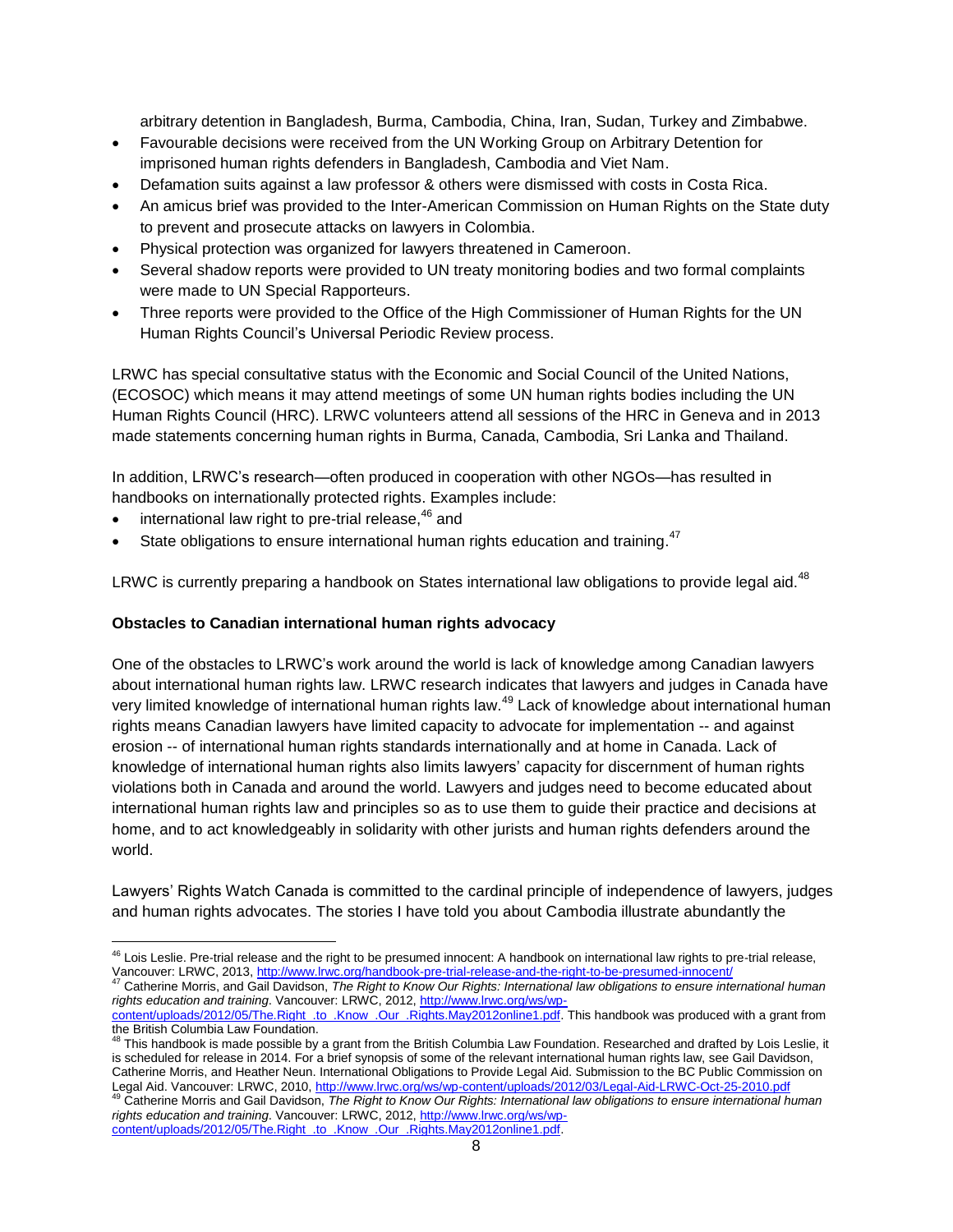arbitrary detention in Bangladesh, Burma, Cambodia, China, Iran, Sudan, Turkey and Zimbabwe.

- Favourable decisions were received from the UN Working Group on Arbitrary Detention for imprisoned human rights defenders in Bangladesh, Cambodia and Viet Nam.
- Defamation suits against a law professor & others were dismissed with costs in Costa Rica.
- An amicus brief was provided to the Inter-American Commission on Human Rights on the State duty to prevent and prosecute attacks on lawyers in Colombia.
- Physical protection was organized for lawyers threatened in Cameroon.
- Several shadow reports were provided to UN treaty monitoring bodies and two formal complaints were made to UN Special Rapporteurs.
- Three reports were provided to the Office of the High Commissioner of Human Rights for the UN Human Rights Council's Universal Periodic Review process.

LRWC has special consultative status with the Economic and Social Council of the United Nations, (ECOSOC) which means it may attend meetings of some UN human rights bodies including the UN Human Rights Council (HRC). LRWC volunteers attend all sessions of the HRC in Geneva and in 2013 made statements concerning human rights in Burma, Canada, Cambodia, Sri Lanka and Thailand.

In addition, LRWC's research—often produced in cooperation with other NGOs—has resulted in handbooks on internationally protected rights. Examples include:

- international law right to pre-trial release,[46] and
- State obligations to ensure international human rights education and training.[47]

LRWC is currently preparing a handbook on States international law obligations to provide legal aid.[48]

**Obstacles to Canadian international human rights advocacy**

One of the obstacles to LRWC's work around the world is lack of knowledge among Canadian lawyers about international human rights law. LRWC research indicates that lawyers and judges in Canada have very limited knowledge of international human rights law.[49] Lack of knowledge about international human rights means Canadian lawyers have limited capacity to advocate for implementation -- and against erosion -- of international human rights standards internationally and at home in Canada. Lack of knowledge of international human rights also limits lawyers' capacity for discernment of human rights violations both in Canada and around the world. Lawyers and judges need to become educated about international human rights law and principles so as to use them to guide their practice and decisions at home, and to act knowledgeably in solidarity with other jurists and human rights defenders around the world.

Lawyers' Rights Watch Canada is committed to the cardinal principle of independence of lawyers, judges and human rights advocates. The stories I have told you about Cambodia illustrate abundantly the

---

[46] Lois Leslie. Pre-trial release and the right to be presumed innocent: A handbook on international law rights to pre-trial release, Vancouver: LRWC, 2013, http://www.lrwc.org/handbook-pre-trial-release-and-the-right-to-be-presumed-innocent/

[47] Catherine Morris, and Gail Davidson, *The Right to Know Our Rights: International law obligations to ensure international human rights education and training*. Vancouver: LRWC, 2012, http://www.lrwc.org/ws/wp-content/uploads/2012/05/The.Right_.to_.Know_.Our_.Rights.May2012online1.pdf. This handbook was produced with a grant from the British Columbia Law Foundation.

[48] This handbook is made possible by a grant from the British Columbia Law Foundation. Researched and drafted by Lois Leslie, it is scheduled for release in 2014. For a brief synopsis of some of the relevant international human rights law, see Gail Davidson, Catherine Morris, and Heather Neun. International Obligations to Provide Legal Aid. Submission to the BC Public Commission on Legal Aid. Vancouver: LRWC, 2010, http://www.lrwc.org/ws/wp-content/uploads/2012/03/Legal-Aid-LRWC-Oct-25-2010.pdf

[49] Catherine Morris and Gail Davidson, *The Right to Know Our Rights: International law obligations to ensure international human rights education and training*. Vancouver: LRWC, 2012, http://www.lrwc.org/ws/wp-content/uploads/2012/05/The.Right_.to_.Know_.Our_.Rights.May2012online1.pdf.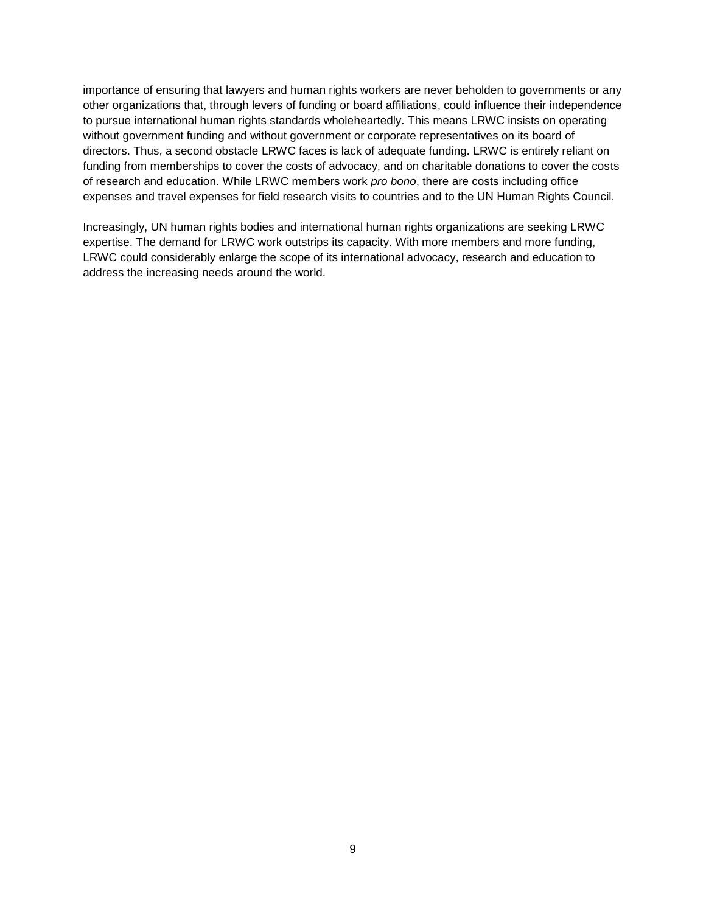importance of ensuring that lawyers and human rights workers are never beholden to governments or any other organizations that, through levers of funding or board affiliations, could influence their independence to pursue international human rights standards wholeheartedly. This means LRWC insists on operating without government funding and without government or corporate representatives on its board of directors. Thus, a second obstacle LRWC faces is lack of adequate funding. LRWC is entirely reliant on funding from memberships to cover the costs of advocacy, and on charitable donations to cover the costs of research and education. While LRWC members work *pro bono*, there are costs including office expenses and travel expenses for field research visits to countries and to the UN Human Rights Council.

Increasingly, UN human rights bodies and international human rights organizations are seeking LRWC expertise. The demand for LRWC work outstrips its capacity. With more members and more funding, LRWC could considerably enlarge the scope of its international advocacy, research and education to address the increasing needs around the world.